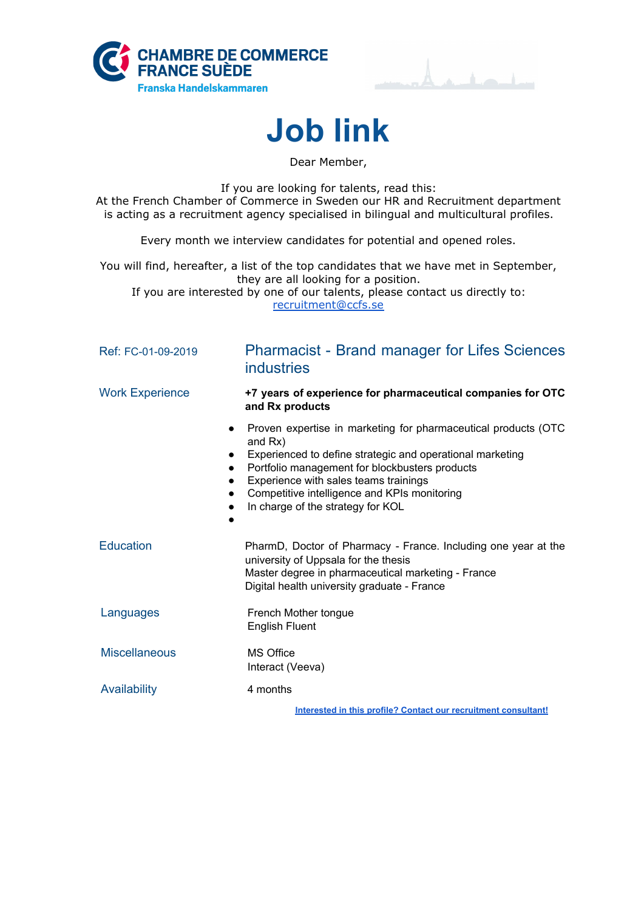CHAMBRE DE COMMERCE
FRANCE SUÈDE
Franska Handelskammaren

# Job link

Dear Member,

If you are looking for talents, read this:
At the French Chamber of Commerce in Sweden our HR and Recruitment department is acting as a recruitment agency specialised in bilingual and multicultural profiles.

Every month we interview candidates for potential and opened roles.

You will find, hereafter, a list of the top candidates that we have met in September, they are all looking for a position.
If you are interested by one of our talents, please contact us directly to:
recruitment@ccfs.se

Ref: FC-01-09-2019

## Pharmacist - Brand manager for Lifes Sciences industries

**Work Experience**

**+7 years of experience for pharmaceutical companies for OTC and Rx products**

- Proven expertise in marketing for pharmaceutical products (OTC and Rx)
- Experienced to define strategic and operational marketing
- Portfolio management for blockbusters products
- Experience with sales teams trainings
- Competitive intelligence and KPIs monitoring
- In charge of the strategy for KOL

**Education**

PharmD, Doctor of Pharmacy - France. Including one year at the university of Uppsala for the thesis
Master degree in pharmaceutical marketing - France
Digital health university graduate - France

**Languages**

French Mother tongue
English Fluent

**Miscellaneous**

MS Office
Interact (Veeva)

**Availability**

4 months

Interested in this profile? Contact our recruitment consultant!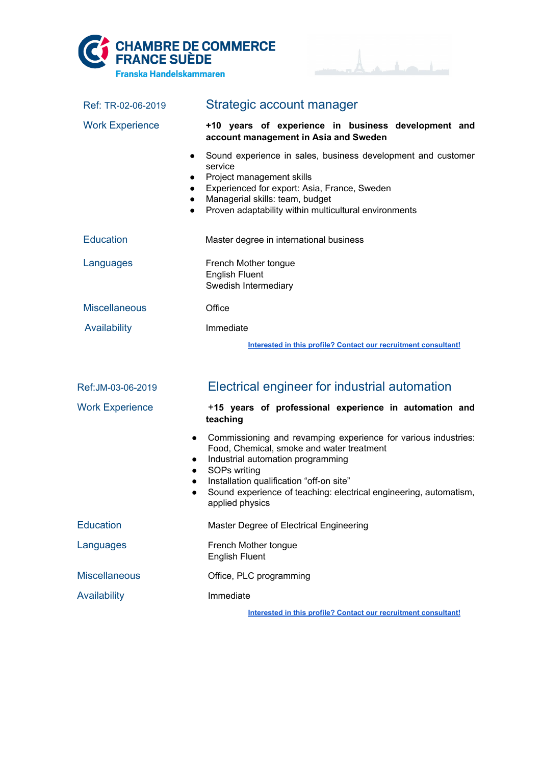**CHAMBRE DE COMMERCE FRANCE SUÈDE**
**Franska Handelskammaren**

Ref: TR-02-06-2019

## Strategic account manager

**Work Experience**

**+10 years of experience in business development and account management in Asia and Sweden**

- Sound experience in sales, business development and customer service
- Project management skills
- Experienced for export: Asia, France, Sweden
- Managerial skills: team, budget
- Proven adaptability within multicultural environments

**Education**

Master degree in international business

**Languages**

French Mother tongue
English Fluent
Swedish Intermediary

**Miscellaneous**

Office

**Availability**

Immediate

Interested in this profile? Contact our recruitment consultant!

Ref:JM-03-06-2019

## Electrical engineer for industrial automation

**Work Experience**

**+15 years of professional experience in automation and teaching**

- Commissioning and revamping experience for various industries: Food, Chemical, smoke and water treatment
- Industrial automation programming
- SOPs writing
- Installation qualification "off-on site"
- Sound experience of teaching: electrical engineering, automatism, applied physics

**Education**

Master Degree of Electrical Engineering

**Languages**

French Mother tongue
English Fluent

**Miscellaneous**

Office, PLC programming

**Availability**

Immediate

Interested in this profile? Contact our recruitment consultant!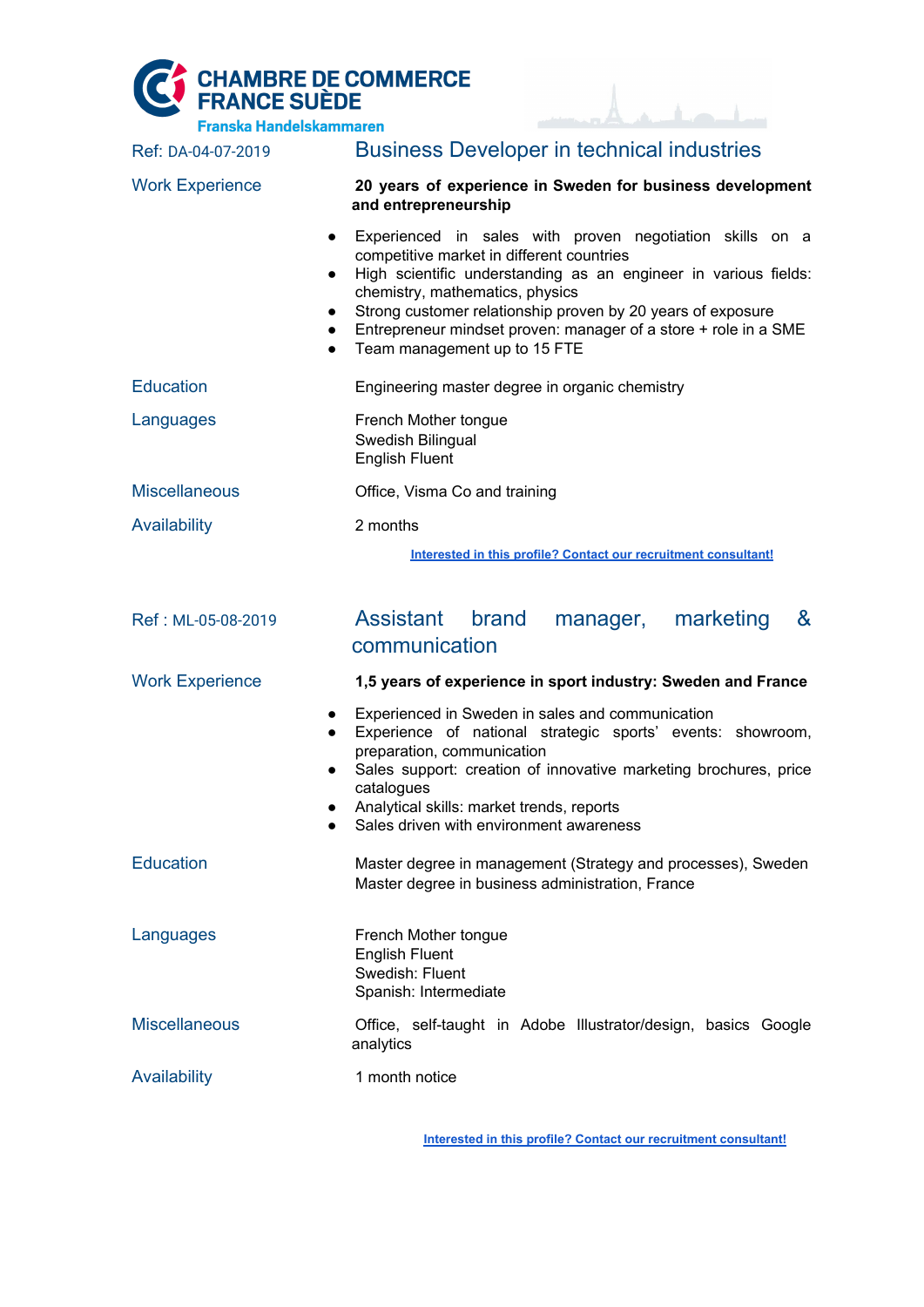**CHAMBRE DE COMMERCE FRANCE SUÈDE**
**Franska Handelskammaren**

Ref: DA-04-07-2019

## Business Developer in technical industries

**Work Experience**

**20 years of experience in Sweden for business development and entrepreneurship**

- Experienced in sales with proven negotiation skills on a competitive market in different countries
- High scientific understanding as an engineer in various fields: chemistry, mathematics, physics
- Strong customer relationship proven by 20 years of exposure
- Entrepreneur mindset proven: manager of a store + role in a SME
- Team management up to 15 FTE

**Education**

Engineering master degree in organic chemistry

**Languages**

French Mother tongue
Swedish Bilingual
English Fluent

**Miscellaneous**

Office, Visma Co and training

**Availability**

2 months

Interested in this profile? Contact our recruitment consultant!

Ref : ML-05-08-2019

## Assistant brand manager, marketing & communication

**Work Experience**

**1,5 years of experience in sport industry: Sweden and France**

- Experienced in Sweden in sales and communication
- Experience of national strategic sports' events: showroom, preparation, communication
- Sales support: creation of innovative marketing brochures, price catalogues
- Analytical skills: market trends, reports
- Sales driven with environment awareness

**Education**

Master degree in management (Strategy and processes), Sweden
Master degree in business administration, France

**Languages**

French Mother tongue
English Fluent
Swedish: Fluent
Spanish: Intermediate

**Miscellaneous**

Office, self-taught in Adobe Illustrator/design, basics Google analytics

**Availability**

1 month notice

Interested in this profile? Contact our recruitment consultant!